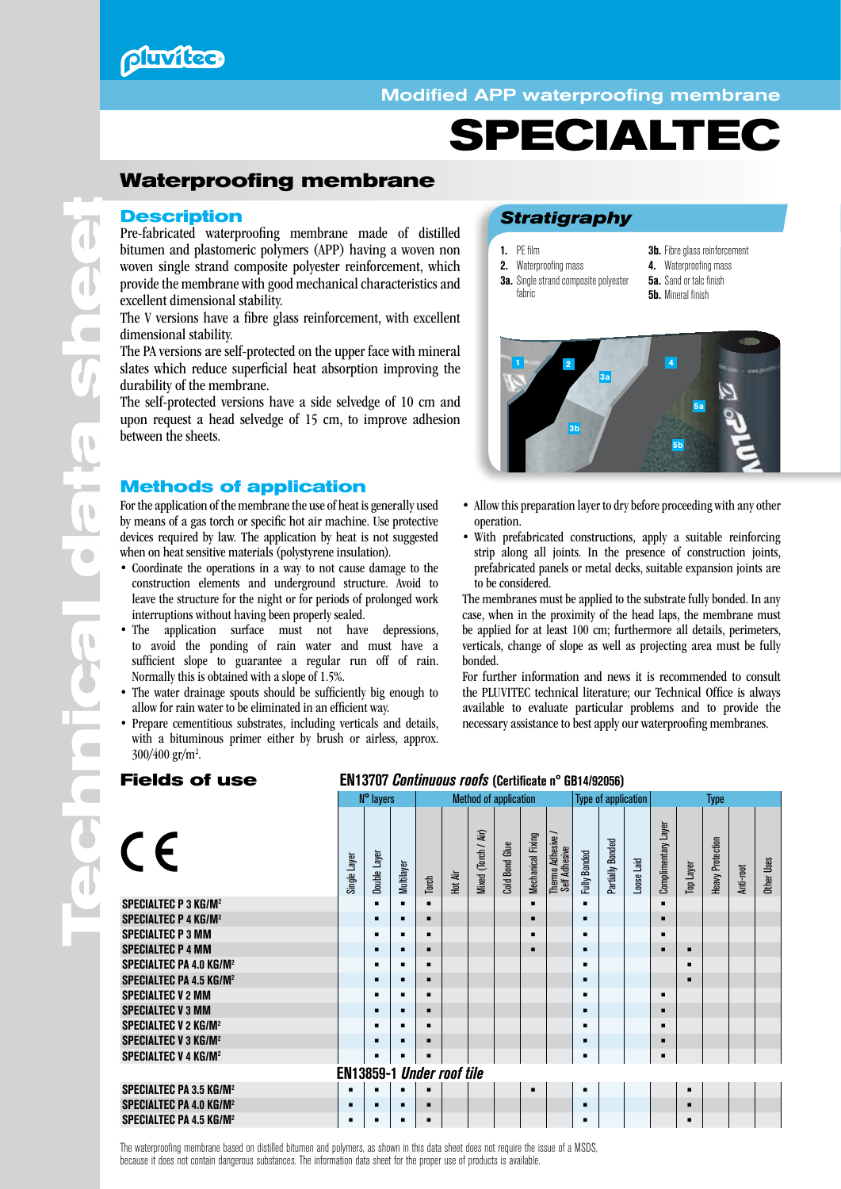# Modified APP waterproofing membrane

# SPECIALTEC

## Waterproofing membrane

### Description

Pre-fabricated waterproofing membrane made of distilled bitumen and plastomeric polymers (APP) having a woven non woven single strand composite polyester reinforcement, which provide the membrane with good mechanical characteristics and excellent dimensional stability.

The V versions have a fibre glass reinforcement, with excellent dimensional stability.

The PA versions are self-protected on the upper face with mineral slates which reduce superficial heat absorption improving the durability of the membrane.

The self-protected versions have a side selvedge of 10 cm and upon request a head selvedge of 15 cm, to improve adhesion between the sheets.

### Stratigraphy

1. PE film
2. Waterproofing mass

**3a.** Single strand composite polyester fabric

**3b.** Fibre glass reinforcement

4. Waterproofing mass

**5a.** Sand or talc finish

**5b.** Mineral finish

### Methods of application

For the application of the membrane the use of heat is generally used by means of a gas torch or specific hot air machine. Use protective devices required by law. The application by heat is not suggested when on heat sensitive materials (polystyrene insulation).

- Coordinate the operations in a way to not cause damage to the construction elements and underground structure. Avoid to leave the structure for the night or for periods of prolonged work interruptions without having been properly sealed.
- The application surface must not have depressions, to avoid the ponding of rain water and must have a sufficient slope to guarantee a regular run off of rain. Normally this is obtained with a slope of 1.5%.
- The water drainage spouts should be sufficiently big enough to allow for rain water to be eliminated in an efficient way.
- Prepare cementitious substrates, including verticals and details, with a bituminous primer either by brush or airless, approx. 300/400 gr/m².
- Allow this preparation layer to dry before proceeding with any other operation.
- With prefabricated constructions, apply a suitable reinforcing strip along all joints. In the presence of construction joints, prefabricated panels or metal decks, suitable expansion joints are to be considered.

The membranes must be applied to the substrate fully bonded. In any case, when in the proximity of the head laps, the membrane must be applied for at least 100 cm; furthermore all details, perimeters, verticals, change of slope as well as projecting area must be fully bonded.

For further information and news it is recommended to consult the PLUVITEC technical literature; our Technical Office is always available to evaluate particular problems and to provide the necessary assistance to best apply our waterproofing membranes.

### Fields of use

CE

**EN13707 *Continuous roofs* (Certificate n° GB14/92056)**

| | N° layers | | | Method of application | | | | | | Type of application | | | Type | | | | |
|---|---|---|---|---|---|---|---|---|---|---|---|---|---|---|---|---|---|
| | Single Layer | Double Layer | Multilayer | Torch | Hot Air | Mixed (Torch / Air) | Cold Bond Glue | Mechanical Fixing | Thermo Adhesive / Self Adhesive | Fully Bonded | Partially Bonded | Loose Laid | Complimentary Layer | Top Layer | Heavy Protection | Anti-root | Other Uses |
| SPECIALTEC P 3 KG/M² | | ■ | ■ | ■ | | | | ■ | | ■ | | | ■ | | | | |
| SPECIALTEC P 4 KG/M² | | ■ | ■ | ■ | | | | ■ | | ■ | | | ■ | | | | |
| SPECIALTEC P 3 MM | | ■ | ■ | ■ | | | | ■ | | ■ | | | ■ | | | | |
| SPECIALTEC P 4 MM | | ■ | ■ | ■ | | | | ■ | | ■ | | | ■ | ■ | | | |
| SPECIALTEC PA 4.0 KG/M² | | ■ | ■ | ■ | | | | | | ■ | | | | ■ | | | |
| SPECIALTEC PA 4.5 KG/M² | | ■ | ■ | ■ | | | | | | ■ | | | | ■ | | | |
| SPECIALTEC V 2 MM | | ■ | ■ | ■ | | | | | | ■ | | | ■ | | | | |
| SPECIALTEC V 3 MM | | ■ | ■ | ■ | | | | | | ■ | | | ■ | | | | |
| SPECIALTEC V 2 KG/M² | | ■ | ■ | ■ | | | | | | ■ | | | ■ | | | | |
| SPECIALTEC V 3 KG/M² | | ■ | ■ | ■ | | | | | | ■ | | | ■ | | | | |
| SPECIALTEC V 4 KG/M² | | ■ | ■ | ■ | | | | | | ■ | | | ■ | | | | |
| **EN13859-1 *Under roof tile*** | | | | | | | | | | | | | | | | | |
| SPECIALTEC PA 3.5 KG/M² | ■ | ■ | ■ | ■ | | | | ■ | | ■ | | | | ■ | | | |
| SPECIALTEC PA 4.0 KG/M² | ■ | ■ | ■ | ■ | | | | | | ■ | | | | ■ | | | |
| SPECIALTEC PA 4.5 KG/M² | ■ | ■ | ■ | ■ | | | | | | ■ | | | | ■ | | | |

The waterproofing membrane based on distilled bitumen and polymers, as shown in this data sheet does not require the issue of a MSDS, because it does not contain dangerous substances. The information data sheet for the proper use of products is available.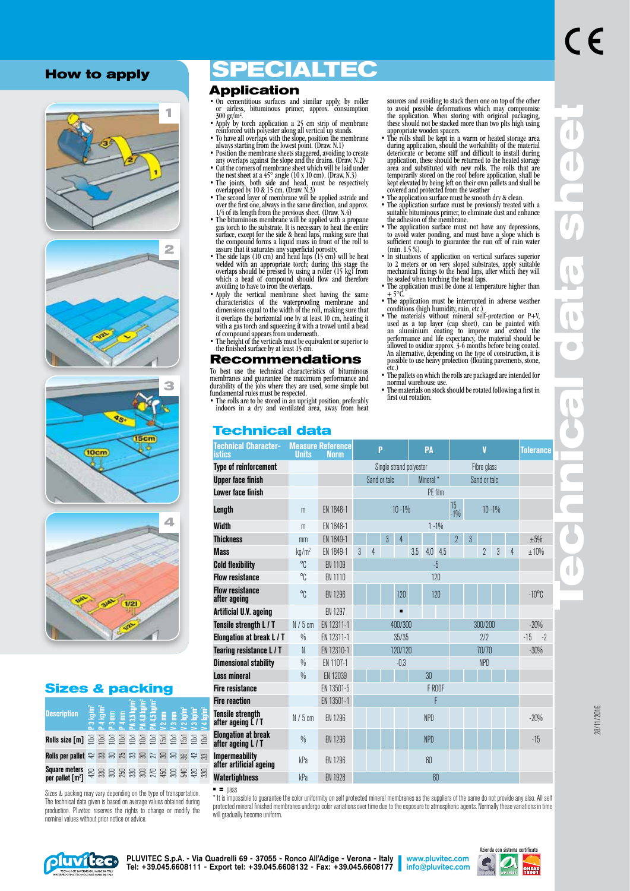# SPECIALTEC

## How to apply

## Application

- On cementitious surfaces and similar apply, by roller or airless, bituminous primer, approx. consumption 300 gr/m².
- Apply by torch application a 25 cm strip of membrane reinforced with polyester along all vertical up stands.
- To have all overlaps with the slope, position the membrane always starting from the lowest point. (Draw. N.1)
- Position the membrane sheets staggered, avoiding to create any overlaps against the slope and the drains. (Draw. N.2)
- Cut the corners of membrane sheet which will be laid under the nest sheet at a 45° angle (10 x 10 cm). (Draw. N.3)
- The joints, both side and head, must be respectively overlapped by 10 & 15 cm. (Draw. N.3)
- The second layer of membrane will be applied astride and over the first one, always in the same direction, and approx. 1/4 of its length from the previous sheet. (Draw. N.4)
- The bituminous membrane will be applied with a propane gas torch to the substrate. It is necessary to heat the entire surface, except for the side & head laps, making sure that the compound forms a liquid mass in front of the roll to assure that it saturates any superficial porosity.
- The side laps (10 cm) and head laps (15 cm) will be heat welded with an appropriate torch; during this stage the overlaps should be pressed by using a roller (15 kg) from which a bead of compound should flow and therefore avoiding to have to iron the overlaps.
- Apply the vertical membrane sheet having the same characteristics of the waterproofing membrane and dimensions equal to the width of the roll, making sure that it overlaps the horizontal one by at least 10 cm, heating it with a gas torch and squeezing it with a trowel until a bead of compound appears from underneath.
- The height of the verticals must be equivalent or superior to the finished surface by at least 15 cm.

## Recommendations

To best use the technical characteristics of bituminous membranes and guarantee the maximum performance and durability of the jobs where they are used, some simple but fundamental rules must be respected.

- The rolls are to be stored in an upright position, preferably indoors in a dry and ventilated area, away from heat sources and avoiding to stack them one on top of the other to avoid possible deformations which may compromise the application. When storing with original packaging, these should not be stacked more than two plts high using appropriate wooden spacers.
- The rolls shall be kept in a warm or heated storage area during application, should the workability of the material deteriorate or become stiff and difficult to install during application, these should be returned to the heated storage area and substituted with new rolls. The rolls that are temporarily stored on the roof before application, shall be kept elevated by being left on their own pallets and shall be covered and protected from the weather.
- The application surface must be smooth dry & clean.
- The application surface must be previously treated with a suitable bituminous primer, to eliminate dust and enhance the adhesion of the membrane.
- The application surface must not have any depressions, to avoid water ponding, and must have a slope which is sufficient enough to guarantee the run off of rain water (min. 1.5 %).
- In situations of application on vertical surfaces superior to 2 meters or on very sloped substrates, apply suitable mechanical fixings to the head laps, after which they will be sealed when torching the head laps.
- The application must be done at temperature higher than + 5°C.
- The application must be interrupted in adverse weather conditions (high humidity, rain, etc.)
- The materials without mineral self-protection or P+V, used as a top layer (cap sheet), can be painted with an aluminium coating to improve and extend the performance and life expectancy, the material should be allowed to oxidize approx. 3-6 months before being coated. An alternative, depending on the type of construction, it is possible to use heavy protection (floating pavements, stone, etc.)
- The pallets on which the rolls are packaged are intended for normal warehouse use.
- The materials on stock should be rotated following a first in first out rotation.

## Technical data

| Technical Characteristics | Measure Units | Reference Norm | P | | | | PA | | | V | | | | | Tolerance |
|---|---|---|---|---|---|---|---|---|---|---|---|---|---|---|---|
| | | | 3 kg/m² | 4 kg/m² | 3 mm | 4 mm | 3.5 kg/m² | 4.0 kg/m² | 4.5 kg/m² | 2 mm | 3 mm | 2 kg/m² | 3 kg/m² | 4 kg/m² | |
| **Type of reinforcement** | | | Single strand polyester | | | | | | | Fibre glass | | | | | |
| **Upper face finish** | | | Sand or talc | | | | Mineral * | | | Sand or talc | | | | | |
| **Lower face finish** | | | PE film | | | | | | | | | | | | |
| **Length** | m | EN 1848-1 | 10 -1% | | | | | | | 15 -1% | 10 -1% | | | | |
| **Width** | m | EN 1848-1 | 1 -1% | | | | | | | | | | | | |
| **Thickness** | mm | EN 1849-1 | | | 3 | 4 | | | | 2 | 3 | | | | ±5% |
| **Mass** | kg/m² | EN 1849-1 | 3 | 4 | | | 3.5 | 4.0 | 4.5 | | | 2 | 3 | 4 | ±10% |
| **Cold flexibility** | °C | EN 1109 | -5 | | | | | | | | | | | | |
| **Flow resistance** | °C | EN 1110 | 120 | | | | | | | | | | | | |
| **Flow resistance after ageing** | °C | EN 1296 | | | | 120 | 120 | | | | | | | | -10°C |
| **Artificial U.V. ageing** | | EN 1297 | | | | ■ | | | | | | | | | |
| **Tensile strength L / T** | N / 5 cm | EN 12311-1 | 400/300 | | | | | | | 300/200 | | | | | -20% |
| **Elongation at break L / T** | % | EN 12311-1 | 35/35 | | | | | | | 2/2 | | | | | -15 / -2 |
| **Tearing resistance L / T** | N | EN 12310-1 | 120/120 | | | | | | | 70/70 | | | | | -30% |
| **Dimensional stability** | % | EN 1107-1 | -0.3 | | | | | | | NPD | | | | | |
| **Loss mineral** | % | EN 12039 | | | | | 30 | | | | | | | | |
| **Fire resistance** | | EN 13501-5 | F ROOF | | | | | | | | | | | | |
| **Fire reaction** | | EN 13501-1 | F | | | | | | | | | | | | |
| **Tensile strength after ageing L / T** | N / 5 cm | EN 1296 | | | | | NPD | | | | | | | | -20% |
| **Elongation at break after ageing L / T** | % | EN 1296 | | | | | NPD | | | | | | | | -15 |
| **Impermeability after artificial ageing** | kPa | EN 1296 | | | | | 60 | | | | | | | | |
| **Watertightness** | kPa | EN 1928 | 60 | | | | | | | | | | | | |

■ = pass

* It is impossible to guarantee the color uniformity on self protected mineral membranes as the suppliers of the same do not provide any also. All self protected mineral finished membranes undergo color variations over time due to the exposure to atmospheric agents. Normally these variations in time will gradually become uniform.

## Sizes & packing

| Description | P 3 kg/m² | P 4 kg/m² | P 3 mm | P 4 mm | PA 3.5 kg/m² | PA 4.0 kg/m² | PA 4.5 kg/m² | V 2 mm | V 3 mm | V 2 kg/m² | V 3 kg/m² | V 4 kg/m² |
|---|---|---|---|---|---|---|---|---|---|---|---|---|
| Rolls size [m] | 10x1 | 10x1 | 10x1 | 10x1 | 10x1 | 10x1 | 10x1 | 15x1 | 10x1 | 15x1 | 10x1 | 10x1 |
| Rolls per pallet | 42 | 33 | 30 | 25 | 33 | 30 | 27 | 30 | 30 | 36 | 42 | 33 |
| Square meters per pallet [m²] | 420 | 330 | 300 | 250 | 330 | 300 | 270 | 450 | 300 | 540 | 420 | 330 |

Sizes & packing may vary depending on the type of transportation. The technical data given is based on average values obtained during production. Pluvitec reserves the rights to change or modify the nominal values without prior notice or advice.

28/11/2016

PLUVITEC S.p.A. - Via Quadrelli 69 - 37055 - Ronco All'Adige - Verona - Italy
Tel: +39.045.6608111 - Export tel: +39.045.6608132 - Fax: +39.045.6608177
www.pluvitec.com
info@pluvitec.com